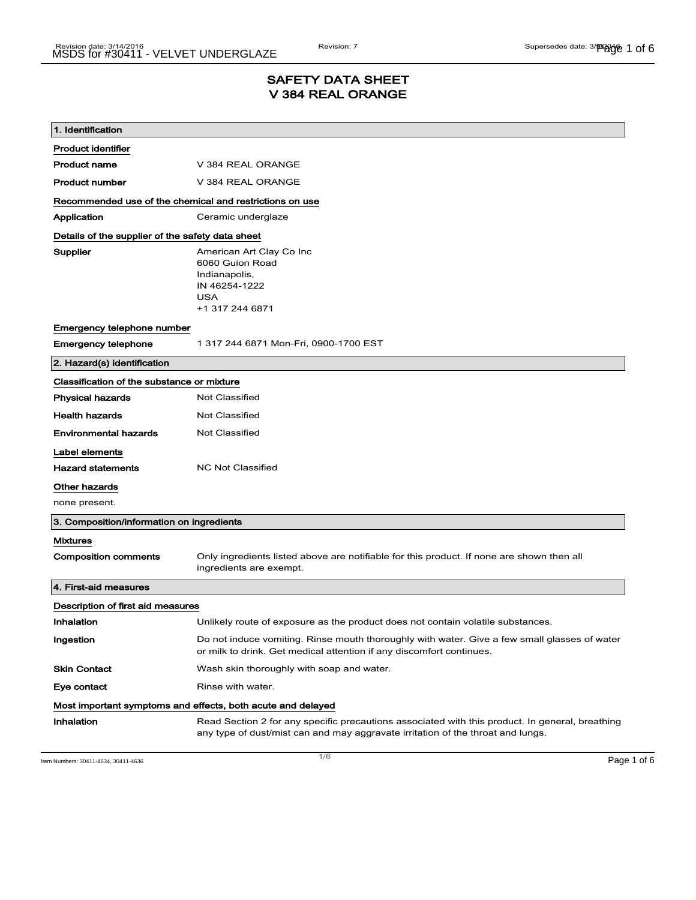# SAFETY DATA SHEET
# V 384 REAL ORANGE

## 1. Identification

**Product identifier**

| | |
|---|---|
| **Product name** | V 384 REAL ORANGE |
| **Product number** | V 384 REAL ORANGE |

**Recommended use of the chemical and restrictions on use**

| | |
|---|---|
| **Application** | Ceramic underglaze |

**Details of the supplier of the safety data sheet**

| | |
|---|---|
| **Supplier** | American Art Clay Co Inc<br>6060 Guion Road<br>Indianapolis,<br>IN 46254-1222<br>USA<br>+1 317 244 6871 |

**Emergency telephone number**

| | |
|---|---|
| **Emergency telephone** | 1 317 244 6871 Mon-Fri, 0900-1700 EST |

## 2. Hazard(s) identification

**Classification of the substance or mixture**

| | |
|---|---|
| **Physical hazards** | Not Classified |
| **Health hazards** | Not Classified |
| **Environmental hazards** | Not Classified |

**Label elements**

| | |
|---|---|
| **Hazard statements** | NC Not Classified |

**Other hazards**

none present.

## 3. Composition/information on ingredients

**Mixtures**

| | |
|---|---|
| **Composition comments** | Only ingredients listed above are notifiable for this product. If none are shown then all ingredients are exempt. |

## 4. First-aid measures

**Description of first aid measures**

| | |
|---|---|
| **Inhalation** | Unlikely route of exposure as the product does not contain volatile substances. |
| **Ingestion** | Do not induce vomiting. Rinse mouth thoroughly with water. Give a few small glasses of water or milk to drink. Get medical attention if any discomfort continues. |
| **Skin Contact** | Wash skin thoroughly with soap and water. |
| **Eye contact** | Rinse with water. |

**Most important symptoms and effects, both acute and delayed**

| | |
|---|---|
| **Inhalation** | Read Section 2 for any specific precautions associated with this product. In general, breathing any type of dust/mist can and may aggravate irritation of the throat and lungs. |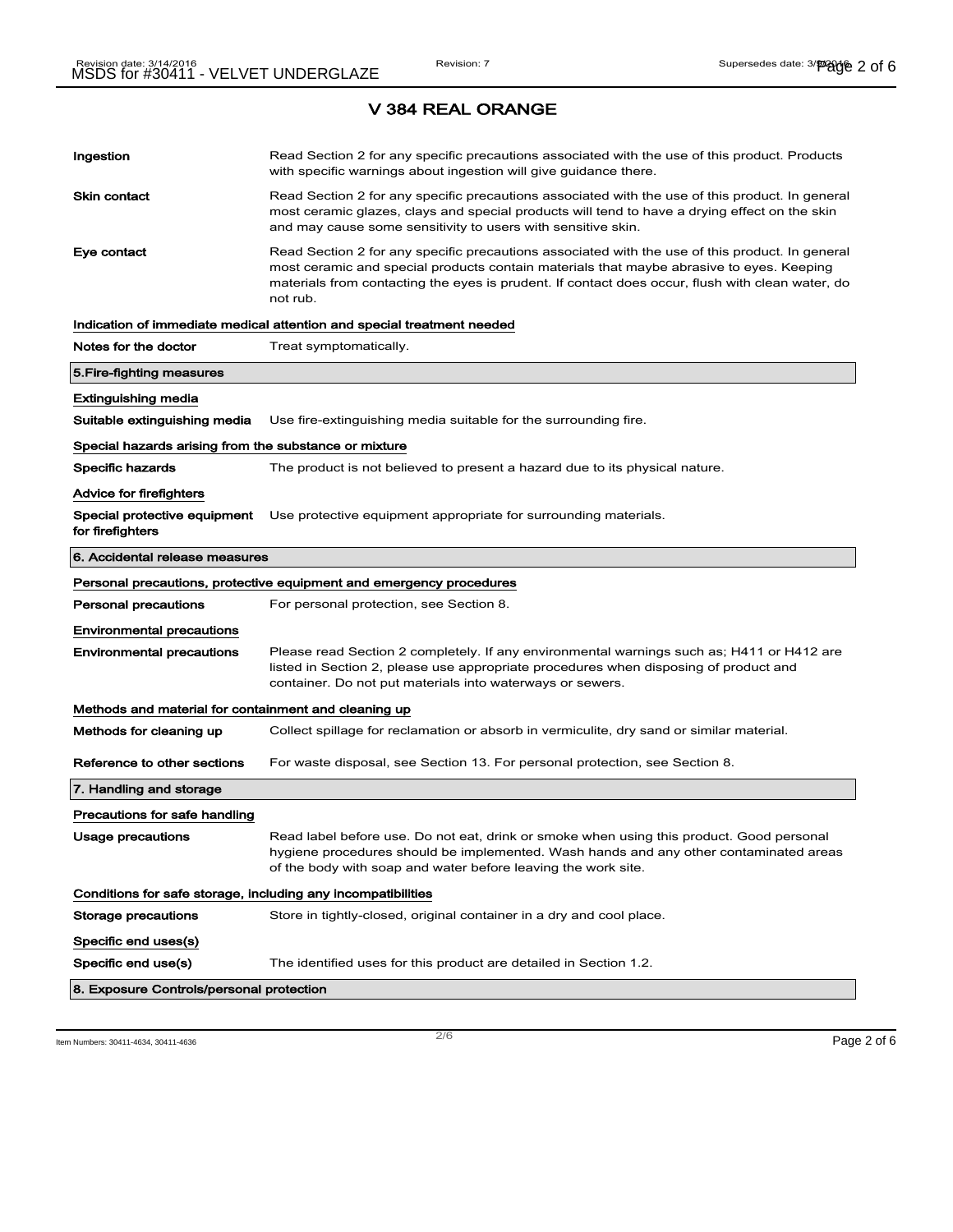## V 384 REAL ORANGE

**Ingestion** Read Section 2 for any specific precautions associated with the use of this product. Products with specific warnings about ingestion will give guidance there.

**Skin contact** Read Section 2 for any specific precautions associated with the use of this product. In general most ceramic glazes, clays and special products will tend to have a drying effect on the skin and may cause some sensitivity to users with sensitive skin.

**Eye contact** Read Section 2 for any specific precautions associated with the use of this product. In general most ceramic and special products contain materials that maybe abrasive to eyes. Keeping materials from contacting the eyes is prudent. If contact does occur, flush with clean water, do not rub.

### Indication of immediate medical attention and special treatment needed

**Notes for the doctor** Treat symptomatically.

## 5.Fire-fighting measures

### Extinguishing media

**Suitable extinguishing media** Use fire-extinguishing media suitable for the surrounding fire.

### Special hazards arising from the substance or mixture

**Specific hazards** The product is not believed to present a hazard due to its physical nature.

### Advice for firefighters

**Special protective equipment for firefighters** Use protective equipment appropriate for surrounding materials.

## 6. Accidental release measures

### Personal precautions, protective equipment and emergency procedures

**Personal precautions** For personal protection, see Section 8.

### Environmental precautions

**Environmental precautions** Please read Section 2 completely. If any environmental warnings such as; H411 or H412 are listed in Section 2, please use appropriate procedures when disposing of product and container. Do not put materials into waterways or sewers.

### Methods and material for containment and cleaning up

**Methods for cleaning up** Collect spillage for reclamation or absorb in vermiculite, dry sand or similar material.

**Reference to other sections** For waste disposal, see Section 13. For personal protection, see Section 8.

## 7. Handling and storage

### Precautions for safe handling

**Usage precautions** Read label before use. Do not eat, drink or smoke when using this product. Good personal hygiene procedures should be implemented. Wash hands and any other contaminated areas of the body with soap and water before leaving the work site.

### Conditions for safe storage, including any incompatibilities

**Storage precautions** Store in tightly-closed, original container in a dry and cool place.

### Specific end uses(s)

**Specific end use(s)** The identified uses for this product are detailed in Section 1.2.

## 8. Exposure Controls/personal protection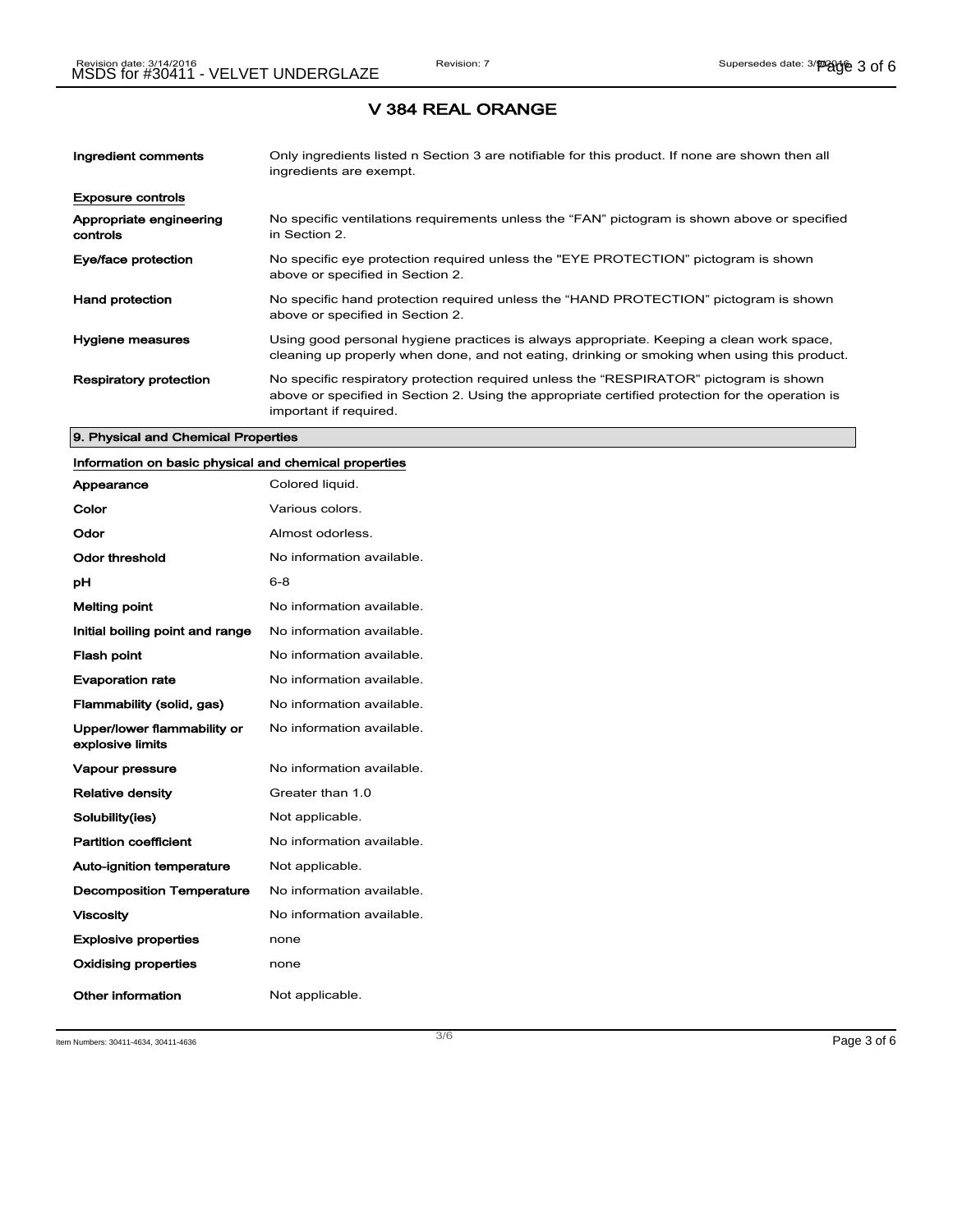# V 384 REAL ORANGE

| | |
|---|---|
| **Ingredient comments** | Only ingredients listed n Section 3 are notifiable for this product. If none are shown then all ingredients are exempt. |

**Exposure controls**

| | |
|---|---|
| **Appropriate engineering controls** | No specific ventilations requirements unless the "FAN" pictogram is shown above or specified in Section 2. |
| **Eye/face protection** | No specific eye protection required unless the "EYE PROTECTION" pictogram is shown above or specified in Section 2. |
| **Hand protection** | No specific hand protection required unless the "HAND PROTECTION" pictogram is shown above or specified in Section 2. |
| **Hygiene measures** | Using good personal hygiene practices is always appropriate. Keeping a clean work space, cleaning up properly when done, and not eating, drinking or smoking when using this product. |
| **Respiratory protection** | No specific respiratory protection required unless the "RESPIRATOR" pictogram is shown above or specified in Section 2. Using the appropriate certified protection for the operation is important if required. |

## 9. Physical and Chemical Properties

**Information on basic physical and chemical properties**

| | |
|---|---|
| **Appearance** | Colored liquid. |
| **Color** | Various colors. |
| **Odor** | Almost odorless. |
| **Odor threshold** | No information available. |
| **pH** | 6-8 |
| **Melting point** | No information available. |
| **Initial boiling point and range** | No information available. |
| **Flash point** | No information available. |
| **Evaporation rate** | No information available. |
| **Flammability (solid, gas)** | No information available. |
| **Upper/lower flammability or explosive limits** | No information available. |
| **Vapour pressure** | No information available. |
| **Relative density** | Greater than 1.0 |
| **Solubility(ies)** | Not applicable. |
| **Partition coefficient** | No information available. |
| **Auto-ignition temperature** | Not applicable. |
| **Decomposition Temperature** | No information available. |
| **Viscosity** | No information available. |
| **Explosive properties** | none |
| **Oxidising properties** | none |
| **Other information** | Not applicable. |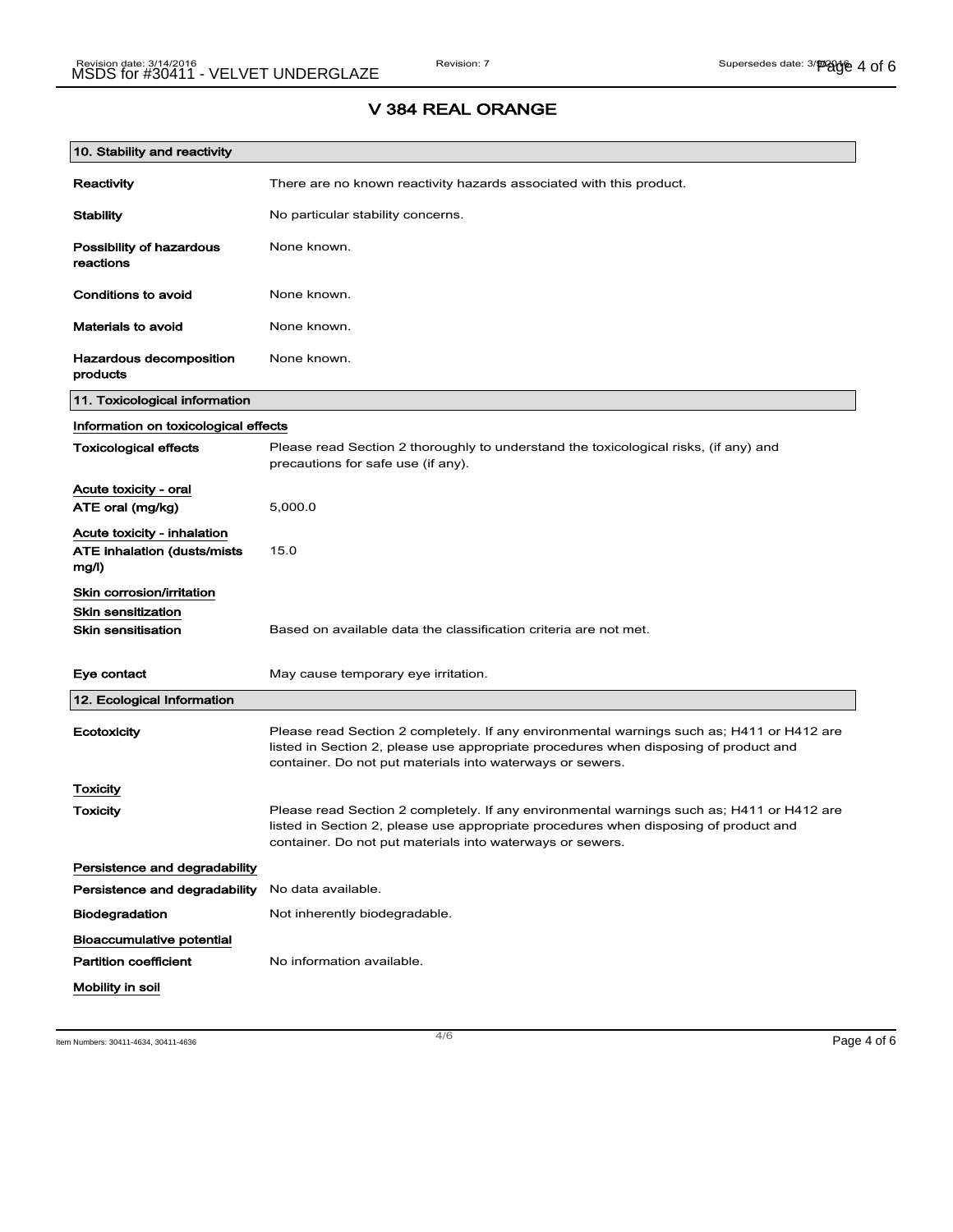# V 384 REAL ORANGE

## 10. Stability and reactivity

**Reactivity** There are no known reactivity hazards associated with this product.

**Stability** No particular stability concerns.

**Possibility of hazardous reactions** None known.

**Conditions to avoid** None known.

**Materials to avoid** None known.

**Hazardous decomposition products** None known.

## 11. Toxicological information

**Information on toxicological effects**

**Toxicological effects** Please read Section 2 thoroughly to understand the toxicological risks, (if any) and precautions for safe use (if any).

**Acute toxicity - oral**

**ATE oral (mg/kg)** 5,000.0

**Acute toxicity - inhalation**

**ATE inhalation (dusts/mists mg/l)** 15.0

**Skin corrosion/irritation**

**Skin sensitization**

**Skin sensitisation** Based on available data the classification criteria are not met.

**Eye contact** May cause temporary eye irritation.

## 12. Ecological Information

**Ecotoxicity** Please read Section 2 completely. If any environmental warnings such as; H411 or H412 are listed in Section 2, please use appropriate procedures when disposing of product and container. Do not put materials into waterways or sewers.

**Toxicity**

**Toxicity** Please read Section 2 completely. If any environmental warnings such as; H411 or H412 are listed in Section 2, please use appropriate procedures when disposing of product and container. Do not put materials into waterways or sewers.

**Persistence and degradability**

**Persistence and degradability** No data available.

**Biodegradation** Not inherently biodegradable.

**Bioaccumulative potential**

**Partition coefficient** No information available.

**Mobility in soil**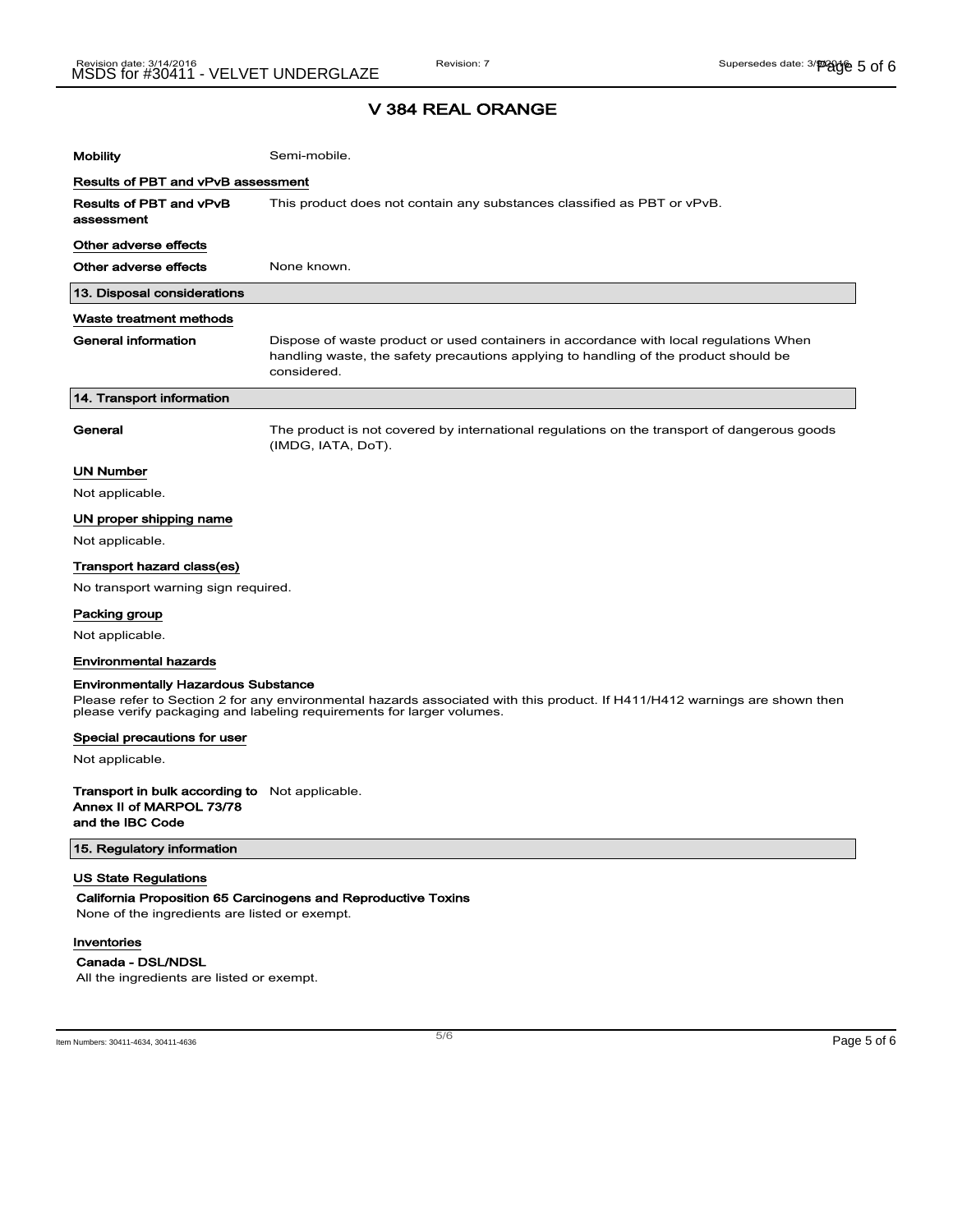# V 384 REAL ORANGE

| | |
|---|---|
| **Mobility** | Semi-mobile. |

**Results of PBT and vPvB assessment**

| | |
|---|---|
| **Results of PBT and vPvB assessment** | This product does not contain any substances classified as PBT or vPvB. |

**Other adverse effects**

| | |
|---|---|
| **Other adverse effects** | None known. |

## 13. Disposal considerations

**Waste treatment methods**

| | |
|---|---|
| **General information** | Dispose of waste product or used containers in accordance with local regulations When handling waste, the safety precautions applying to handling of the product should be considered. |

## 14. Transport information

| | |
|---|---|
| **General** | The product is not covered by international regulations on the transport of dangerous goods (IMDG, IATA, DoT). |

**UN Number**

Not applicable.

**UN proper shipping name**

Not applicable.

**Transport hazard class(es)**

No transport warning sign required.

**Packing group**

Not applicable.

**Environmental hazards**

**Environmentally Hazardous Substance**

Please refer to Section 2 for any environmental hazards associated with this product. If H411/H412 warnings are shown then please verify packaging and labeling requirements for larger volumes.

**Special precautions for user**

Not applicable.

| | |
|---|---|
| **Transport in bulk according to Annex II of MARPOL 73/78 and the IBC Code** | Not applicable. |

## 15. Regulatory information

**US State Regulations**

**California Proposition 65 Carcinogens and Reproductive Toxins**

None of the ingredients are listed or exempt.

**Inventories**

**Canada - DSL/NDSL**

All the ingredients are listed or exempt.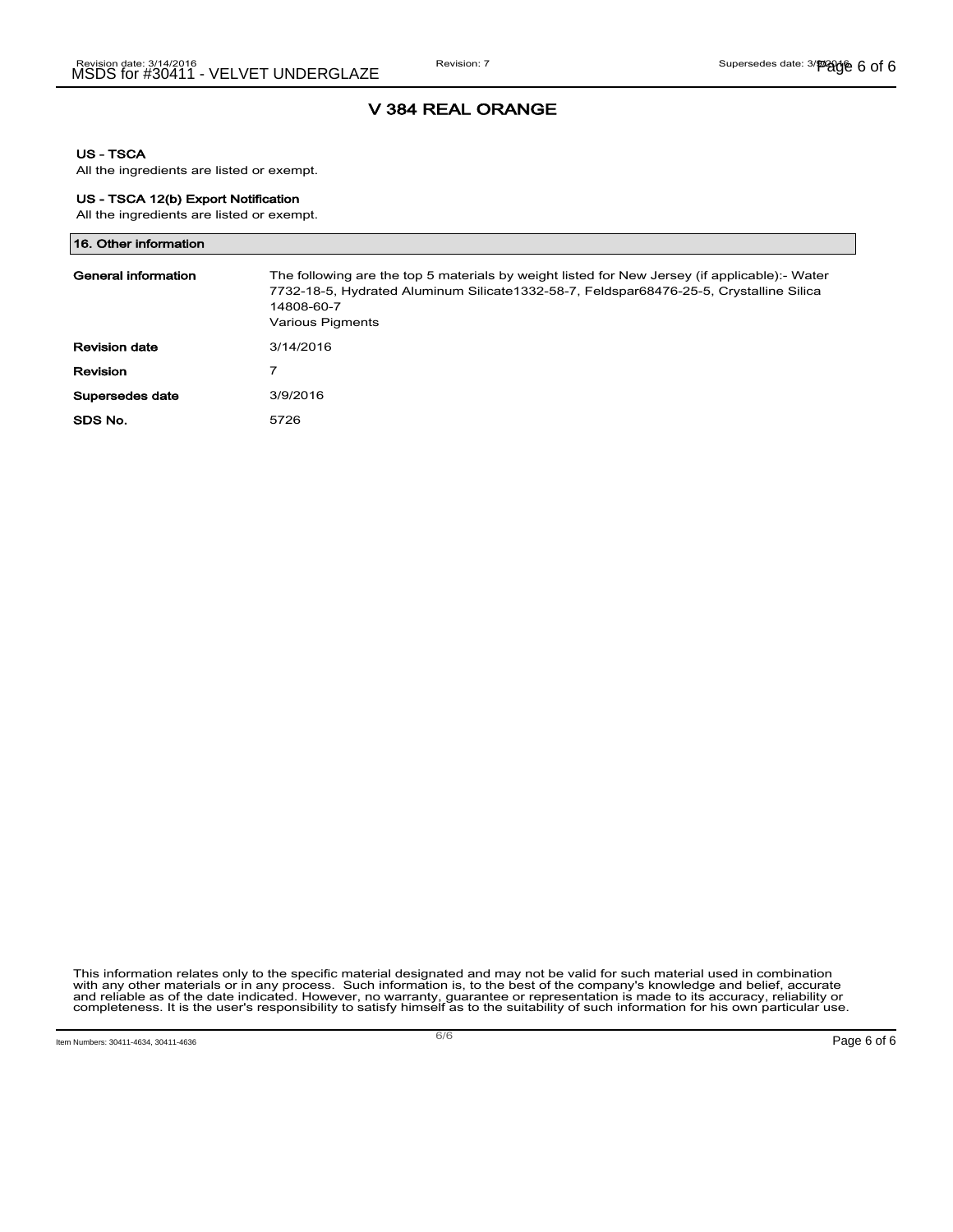# V 384 REAL ORANGE

**US - TSCA**

All the ingredients are listed or exempt.

**US - TSCA 12(b) Export Notification**

All the ingredients are listed or exempt.

## 16. Other information

| | |
|---|---|
| **General information** | The following are the top 5 materials by weight listed for New Jersey (if applicable):- Water 7732-18-5, Hydrated Aluminum Silicate1332-58-7, Feldspar68476-25-5, Crystalline Silica 14808-60-7<br>Various Pigments |
| **Revision date** | 3/14/2016 |
| **Revision** | 7 |
| **Supersedes date** | 3/9/2016 |
| **SDS No.** | 5726 |

This information relates only to the specific material designated and may not be valid for such material used in combination with any other materials or in any process. Such information is, to the best of the company's knowledge and belief, accurate and reliable as of the date indicated. However, no warranty, guarantee or representation is made to its accuracy, reliability or completeness. It is the user's responsibility to satisfy himself as to the suitability of such information for his own particular use.

Item Numbers: 30411-4634, 30411-4636